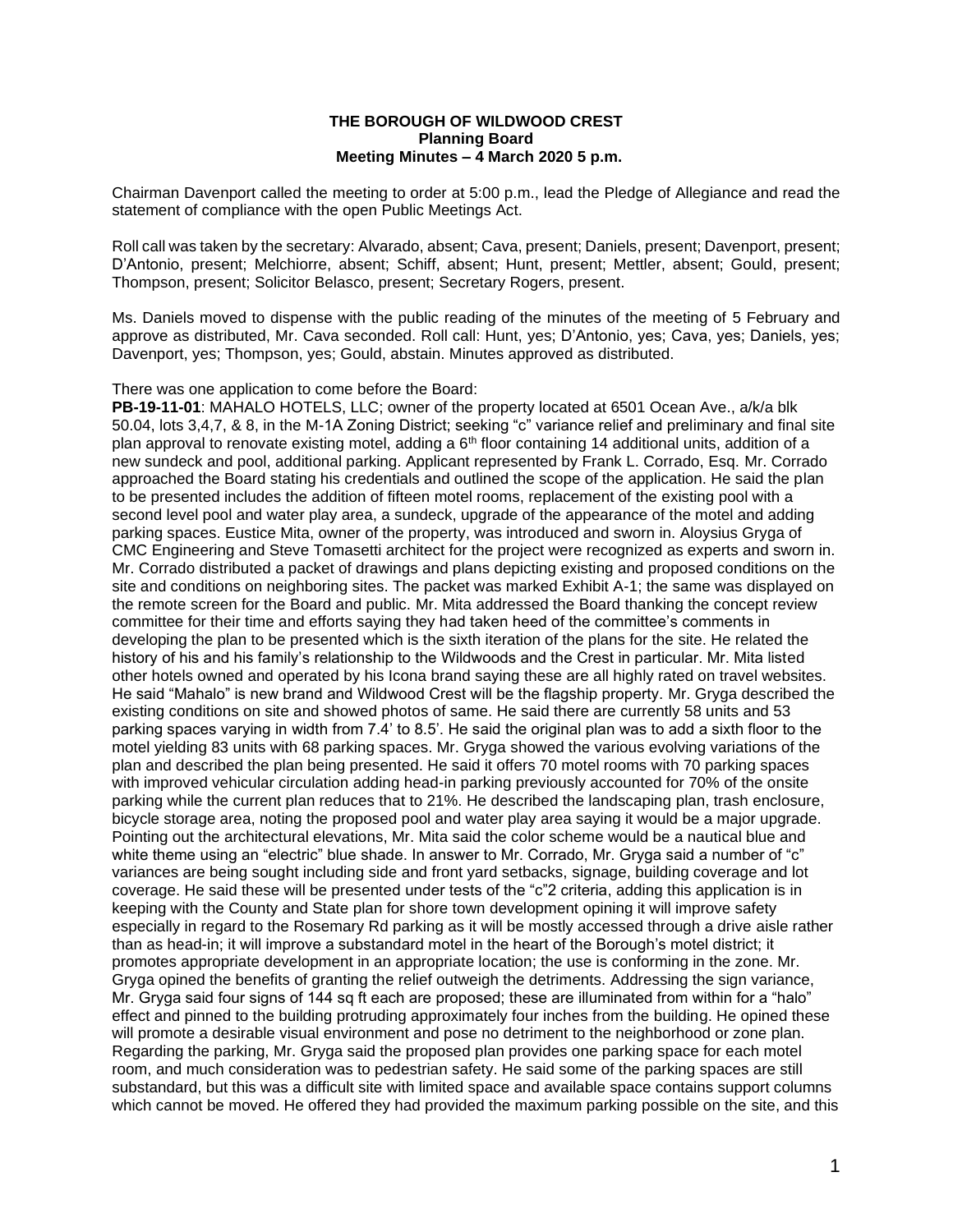**THE BOROUGH OF WILDWOOD CREST**
**Planning Board**
**Meeting Minutes – 4 March 2020 5 p.m.**

Chairman Davenport called the meeting to order at 5:00 p.m., lead the Pledge of Allegiance and read the statement of compliance with the open Public Meetings Act.

Roll call was taken by the secretary: Alvarado, absent; Cava, present; Daniels, present; Davenport, present; D'Antonio, present; Melchiorre, absent; Schiff, absent; Hunt, present; Mettler, absent; Gould, present; Thompson, present; Solicitor Belasco, present; Secretary Rogers, present.

Ms. Daniels moved to dispense with the public reading of the minutes of the meeting of 5 February and approve as distributed, Mr. Cava seconded. Roll call: Hunt, yes; D'Antonio, yes; Cava, yes; Daniels, yes; Davenport, yes; Thompson, yes; Gould, abstain. Minutes approved as distributed.

There was one application to come before the Board:

**PB-19-11-01**: MAHALO HOTELS, LLC; owner of the property located at 6501 Ocean Ave., a/k/a blk 50.04, lots 3,4,7, & 8, in the M-1A Zoning District; seeking "c" variance relief and preliminary and final site plan approval to renovate existing motel, adding a 6th floor containing 14 additional units, addition of a new sundeck and pool, additional parking. Applicant represented by Frank L. Corrado, Esq. Mr. Corrado approached the Board stating his credentials and outlined the scope of the application. He said the plan to be presented includes the addition of fifteen motel rooms, replacement of the existing pool with a second level pool and water play area, a sundeck, upgrade of the appearance of the motel and adding parking spaces. Eustice Mita, owner of the property, was introduced and sworn in. Aloysius Gryga of CMC Engineering and Steve Tomasetti architect for the project were recognized as experts and sworn in. Mr. Corrado distributed a packet of drawings and plans depicting existing and proposed conditions on the site and conditions on neighboring sites. The packet was marked Exhibit A-1; the same was displayed on the remote screen for the Board and public. Mr. Mita addressed the Board thanking the concept review committee for their time and efforts saying they had taken heed of the committee's comments in developing the plan to be presented which is the sixth iteration of the plans for the site. He related the history of his and his family's relationship to the Wildwoods and the Crest in particular. Mr. Mita listed other hotels owned and operated by his Icona brand saying these are all highly rated on travel websites. He said "Mahalo" is new brand and Wildwood Crest will be the flagship property. Mr. Gryga described the existing conditions on site and showed photos of same. He said there are currently 58 units and 53 parking spaces varying in width from 7.4' to 8.5'. He said the original plan was to add a sixth floor to the motel yielding 83 units with 68 parking spaces. Mr. Gryga showed the various evolving variations of the plan and described the plan being presented. He said it offers 70 motel rooms with 70 parking spaces with improved vehicular circulation adding head-in parking previously accounted for 70% of the onsite parking while the current plan reduces that to 21%. He described the landscaping plan, trash enclosure, bicycle storage area, noting the proposed pool and water play area saying it would be a major upgrade. Pointing out the architectural elevations, Mr. Mita said the color scheme would be a nautical blue and white theme using an "electric" blue shade. In answer to Mr. Corrado, Mr. Gryga said a number of "c" variances are being sought including side and front yard setbacks, signage, building coverage and lot coverage. He said these will be presented under tests of the "c"2 criteria, adding this application is in keeping with the County and State plan for shore town development opining it will improve safety especially in regard to the Rosemary Rd parking as it will be mostly accessed through a drive aisle rather than as head-in; it will improve a substandard motel in the heart of the Borough's motel district; it promotes appropriate development in an appropriate location; the use is conforming in the zone. Mr. Gryga opined the benefits of granting the relief outweigh the detriments. Addressing the sign variance, Mr. Gryga said four signs of 144 sq ft each are proposed; these are illuminated from within for a "halo" effect and pinned to the building protruding approximately four inches from the building. He opined these will promote a desirable visual environment and pose no detriment to the neighborhood or zone plan. Regarding the parking, Mr. Gryga said the proposed plan provides one parking space for each motel room, and much consideration was to pedestrian safety. He said some of the parking spaces are still substandard, but this was a difficult site with limited space and available space contains support columns which cannot be moved. He offered they had provided the maximum parking possible on the site, and this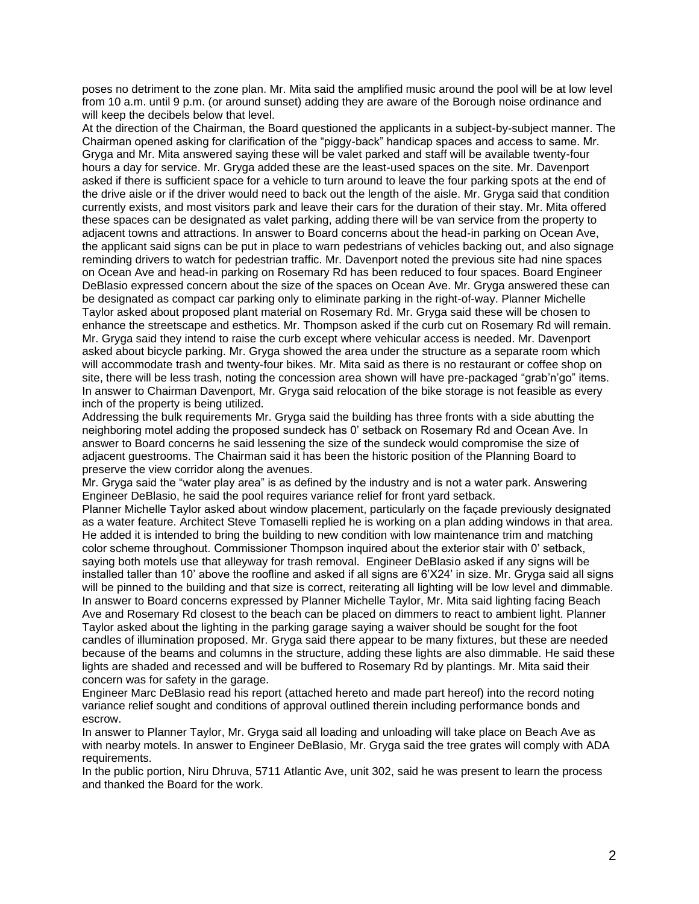poses no detriment to the zone plan. Mr. Mita said the amplified music around the pool will be at low level from 10 a.m. until 9 p.m. (or around sunset) adding they are aware of the Borough noise ordinance and will keep the decibels below that level.

At the direction of the Chairman, the Board questioned the applicants in a subject-by-subject manner. The Chairman opened asking for clarification of the "piggy-back" handicap spaces and access to same. Mr. Gryga and Mr. Mita answered saying these will be valet parked and staff will be available twenty-four hours a day for service. Mr. Gryga added these are the least-used spaces on the site. Mr. Davenport asked if there is sufficient space for a vehicle to turn around to leave the four parking spots at the end of the drive aisle or if the driver would need to back out the length of the aisle. Mr. Gryga said that condition currently exists, and most visitors park and leave their cars for the duration of their stay. Mr. Mita offered these spaces can be designated as valet parking, adding there will be van service from the property to adjacent towns and attractions. In answer to Board concerns about the head-in parking on Ocean Ave, the applicant said signs can be put in place to warn pedestrians of vehicles backing out, and also signage reminding drivers to watch for pedestrian traffic. Mr. Davenport noted the previous site had nine spaces on Ocean Ave and head-in parking on Rosemary Rd has been reduced to four spaces. Board Engineer DeBlasio expressed concern about the size of the spaces on Ocean Ave. Mr. Gryga answered these can be designated as compact car parking only to eliminate parking in the right-of-way. Planner Michelle Taylor asked about proposed plant material on Rosemary Rd. Mr. Gryga said these will be chosen to enhance the streetscape and esthetics. Mr. Thompson asked if the curb cut on Rosemary Rd will remain. Mr. Gryga said they intend to raise the curb except where vehicular access is needed. Mr. Davenport asked about bicycle parking. Mr. Gryga showed the area under the structure as a separate room which will accommodate trash and twenty-four bikes. Mr. Mita said as there is no restaurant or coffee shop on site, there will be less trash, noting the concession area shown will have pre-packaged "grab'n'go" items. In answer to Chairman Davenport, Mr. Gryga said relocation of the bike storage is not feasible as every inch of the property is being utilized.

Addressing the bulk requirements Mr. Gryga said the building has three fronts with a side abutting the neighboring motel adding the proposed sundeck has 0' setback on Rosemary Rd and Ocean Ave. In answer to Board concerns he said lessening the size of the sundeck would compromise the size of adjacent guestrooms. The Chairman said it has been the historic position of the Planning Board to preserve the view corridor along the avenues.

Mr. Gryga said the "water play area" is as defined by the industry and is not a water park. Answering Engineer DeBlasio, he said the pool requires variance relief for front yard setback.

Planner Michelle Taylor asked about window placement, particularly on the façade previously designated as a water feature. Architect Steve Tomaselli replied he is working on a plan adding windows in that area. He added it is intended to bring the building to new condition with low maintenance trim and matching color scheme throughout. Commissioner Thompson inquired about the exterior stair with 0' setback, saying both motels use that alleyway for trash removal. Engineer DeBlasio asked if any signs will be installed taller than 10' above the roofline and asked if all signs are 6'X24' in size. Mr. Gryga said all signs will be pinned to the building and that size is correct, reiterating all lighting will be low level and dimmable. In answer to Board concerns expressed by Planner Michelle Taylor, Mr. Mita said lighting facing Beach Ave and Rosemary Rd closest to the beach can be placed on dimmers to react to ambient light. Planner Taylor asked about the lighting in the parking garage saying a waiver should be sought for the foot candles of illumination proposed. Mr. Gryga said there appear to be many fixtures, but these are needed because of the beams and columns in the structure, adding these lights are also dimmable. He said these lights are shaded and recessed and will be buffered to Rosemary Rd by plantings. Mr. Mita said their concern was for safety in the garage.

Engineer Marc DeBlasio read his report (attached hereto and made part hereof) into the record noting variance relief sought and conditions of approval outlined therein including performance bonds and escrow.

In answer to Planner Taylor, Mr. Gryga said all loading and unloading will take place on Beach Ave as with nearby motels. In answer to Engineer DeBlasio, Mr. Gryga said the tree grates will comply with ADA requirements.

In the public portion, Niru Dhruva, 5711 Atlantic Ave, unit 302, said he was present to learn the process and thanked the Board for the work.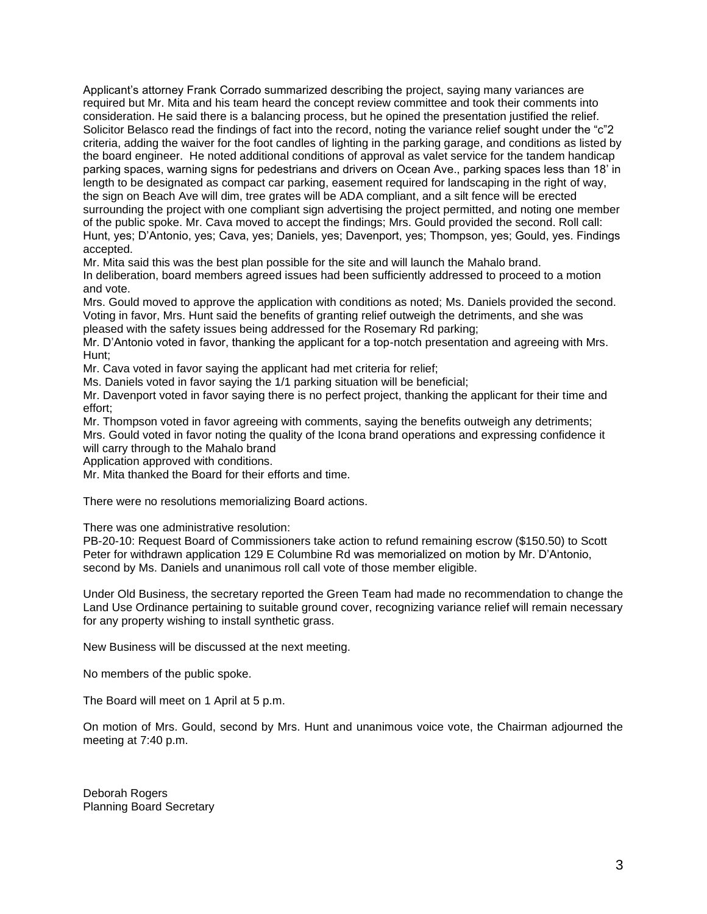Applicant's attorney Frank Corrado summarized describing the project, saying many variances are required but Mr. Mita and his team heard the concept review committee and took their comments into consideration. He said there is a balancing process, but he opined the presentation justified the relief. Solicitor Belasco read the findings of fact into the record, noting the variance relief sought under the "c"2 criteria, adding the waiver for the foot candles of lighting in the parking garage, and conditions as listed by the board engineer. He noted additional conditions of approval as valet service for the tandem handicap parking spaces, warning signs for pedestrians and drivers on Ocean Ave., parking spaces less than 18' in length to be designated as compact car parking, easement required for landscaping in the right of way, the sign on Beach Ave will dim, tree grates will be ADA compliant, and a silt fence will be erected surrounding the project with one compliant sign advertising the project permitted, and noting one member of the public spoke. Mr. Cava moved to accept the findings; Mrs. Gould provided the second. Roll call: Hunt, yes; D'Antonio, yes; Cava, yes; Daniels, yes; Davenport, yes; Thompson, yes; Gould, yes. Findings accepted.
Mr. Mita said this was the best plan possible for the site and will launch the Mahalo brand.
In deliberation, board members agreed issues had been sufficiently addressed to proceed to a motion and vote.
Mrs. Gould moved to approve the application with conditions as noted; Ms. Daniels provided the second. Voting in favor, Mrs. Hunt said the benefits of granting relief outweigh the detriments, and she was pleased with the safety issues being addressed for the Rosemary Rd parking;
Mr. D'Antonio voted in favor, thanking the applicant for a top-notch presentation and agreeing with Mrs. Hunt;
Mr. Cava voted in favor saying the applicant had met criteria for relief;
Ms. Daniels voted in favor saying the 1/1 parking situation will be beneficial;
Mr. Davenport voted in favor saying there is no perfect project, thanking the applicant for their time and effort;
Mr. Thompson voted in favor agreeing with comments, saying the benefits outweigh any detriments;
Mrs. Gould voted in favor noting the quality of the Icona brand operations and expressing confidence it will carry through to the Mahalo brand
Application approved with conditions.
Mr. Mita thanked the Board for their efforts and time.

There were no resolutions memorializing Board actions.

There was one administrative resolution:
PB-20-10: Request Board of Commissioners take action to refund remaining escrow ($150.50) to Scott Peter for withdrawn application 129 E Columbine Rd was memorialized on motion by Mr. D'Antonio, second by Ms. Daniels and unanimous roll call vote of those member eligible.

Under Old Business, the secretary reported the Green Team had made no recommendation to change the Land Use Ordinance pertaining to suitable ground cover, recognizing variance relief will remain necessary for any property wishing to install synthetic grass.

New Business will be discussed at the next meeting.

No members of the public spoke.

The Board will meet on 1 April at 5 p.m.

On motion of Mrs. Gould, second by Mrs. Hunt and unanimous voice vote, the Chairman adjourned the meeting at 7:40 p.m.

Deborah Rogers
Planning Board Secretary